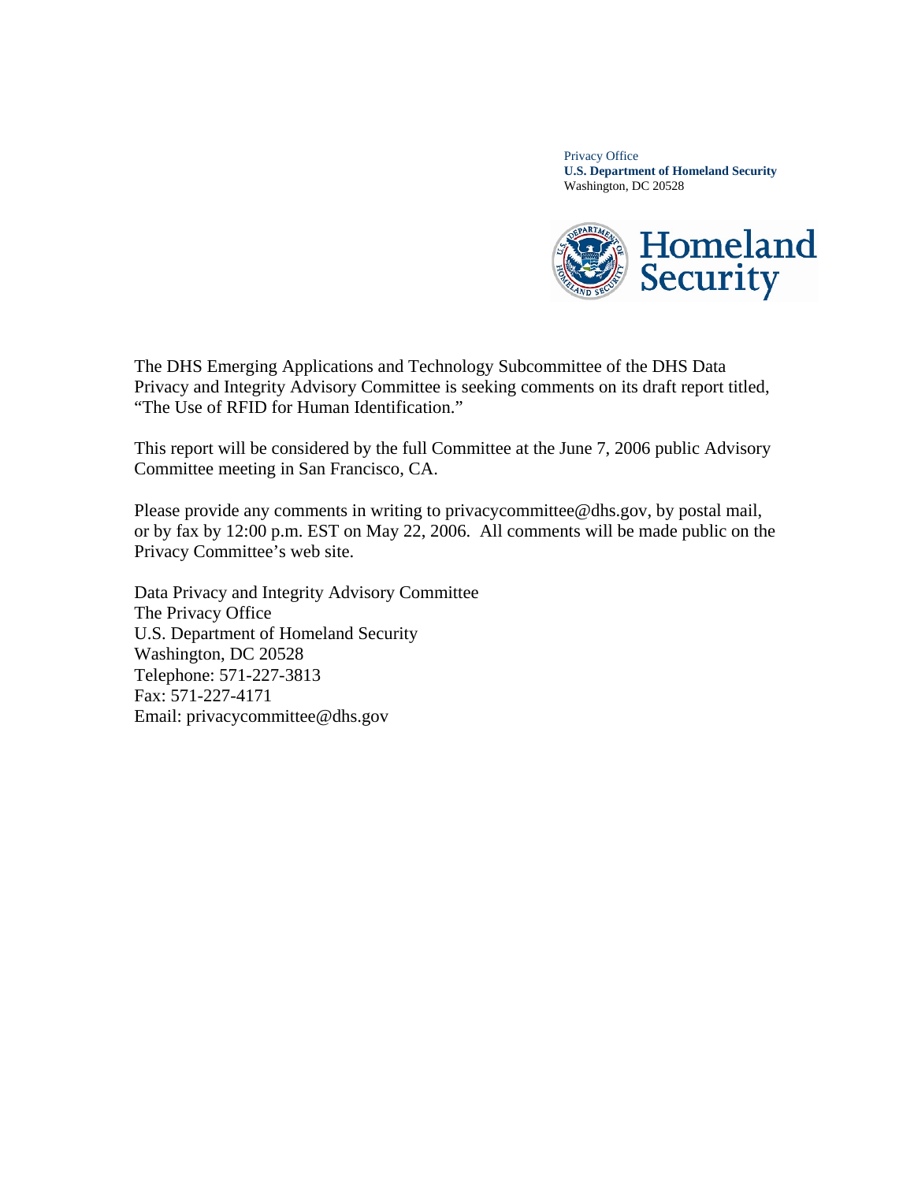Privacy Office
**U.S. Department of Homeland Security**
Washington, DC 20528

Homeland Security

The DHS Emerging Applications and Technology Subcommittee of the DHS Data Privacy and Integrity Advisory Committee is seeking comments on its draft report titled, "The Use of RFID for Human Identification."

This report will be considered by the full Committee at the June 7, 2006 public Advisory Committee meeting in San Francisco, CA.

Please provide any comments in writing to privacycommittee@dhs.gov, by postal mail, or by fax by 12:00 p.m. EST on May 22, 2006. All comments will be made public on the Privacy Committee's web site.

Data Privacy and Integrity Advisory Committee
The Privacy Office
U.S. Department of Homeland Security
Washington, DC 20528
Telephone: 571-227-3813
Fax: 571-227-4171
Email: privacycommittee@dhs.gov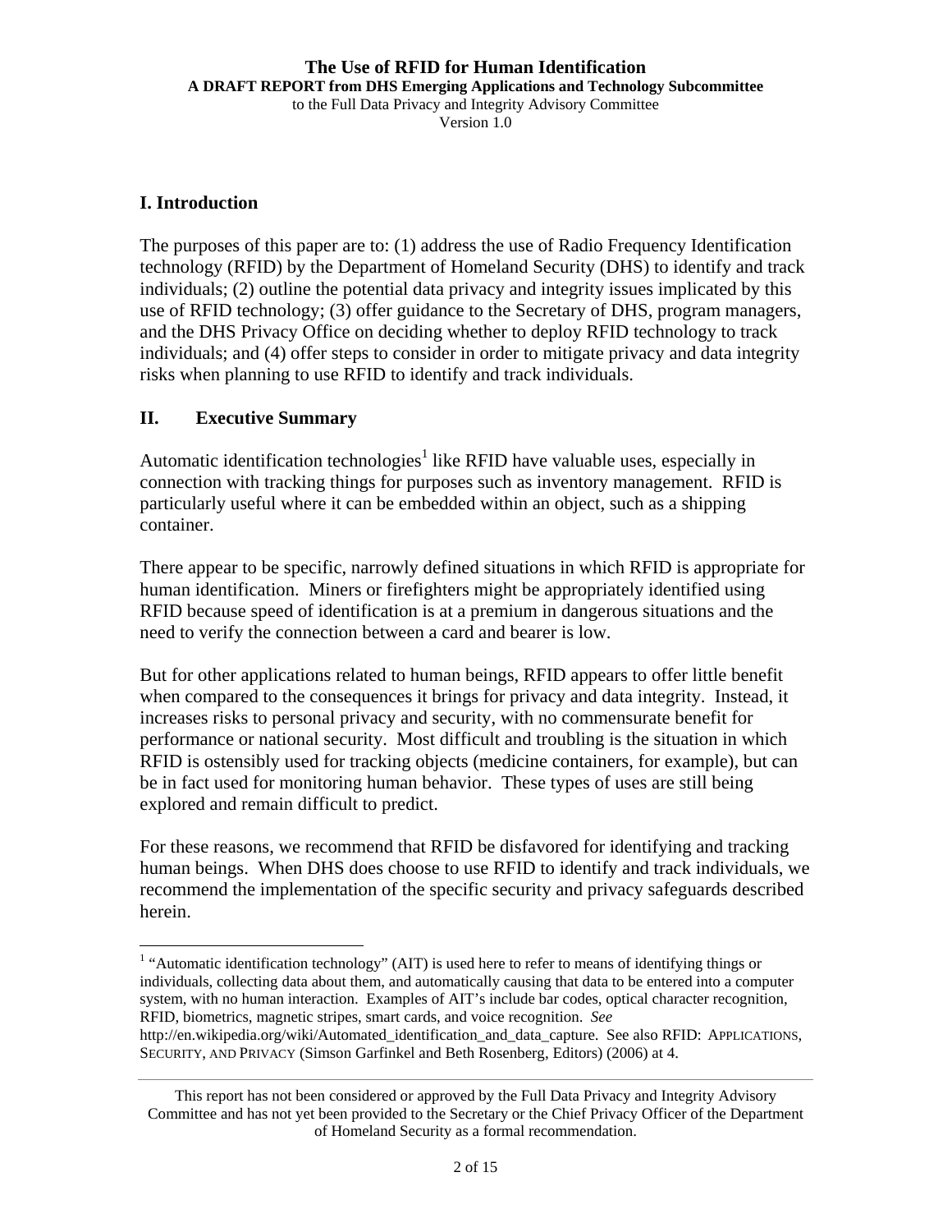## I. Introduction

The purposes of this paper are to: (1) address the use of Radio Frequency Identification technology (RFID) by the Department of Homeland Security (DHS) to identify and track individuals; (2) outline the potential data privacy and integrity issues implicated by this use of RFID technology; (3) offer guidance to the Secretary of DHS, program managers, and the DHS Privacy Office on deciding whether to deploy RFID technology to track individuals; and (4) offer steps to consider in order to mitigate privacy and data integrity risks when planning to use RFID to identify and track individuals.

## II. Executive Summary

Automatic identification technologies[1] like RFID have valuable uses, especially in connection with tracking things for purposes such as inventory management. RFID is particularly useful where it can be embedded within an object, such as a shipping container.

There appear to be specific, narrowly defined situations in which RFID is appropriate for human identification. Miners or firefighters might be appropriately identified using RFID because speed of identification is at a premium in dangerous situations and the need to verify the connection between a card and bearer is low.

But for other applications related to human beings, RFID appears to offer little benefit when compared to the consequences it brings for privacy and data integrity. Instead, it increases risks to personal privacy and security, with no commensurate benefit for performance or national security. Most difficult and troubling is the situation in which RFID is ostensibly used for tracking objects (medicine containers, for example), but can be in fact used for monitoring human behavior. These types of uses are still being explored and remain difficult to predict.

For these reasons, we recommend that RFID be disfavored for identifying and tracking human beings. When DHS does choose to use RFID to identify and track individuals, we recommend the implementation of the specific security and privacy safeguards described herein.

---

[1] "Automatic identification technology" (AIT) is used here to refer to means of identifying things or individuals, collecting data about them, and automatically causing that data to be entered into a computer system, with no human interaction. Examples of AIT's include bar codes, optical character recognition, RFID, biometrics, magnetic stripes, smart cards, and voice recognition. *See* http://en.wikipedia.org/wiki/Automated_identification_and_data_capture. See also RFID: APPLICATIONS, SECURITY, AND PRIVACY (Simson Garfinkel and Beth Rosenberg, Editors) (2006) at 4.

This report has not been considered or approved by the Full Data Privacy and Integrity Advisory Committee and has not yet been provided to the Secretary or the Chief Privacy Officer of the Department of Homeland Security as a formal recommendation.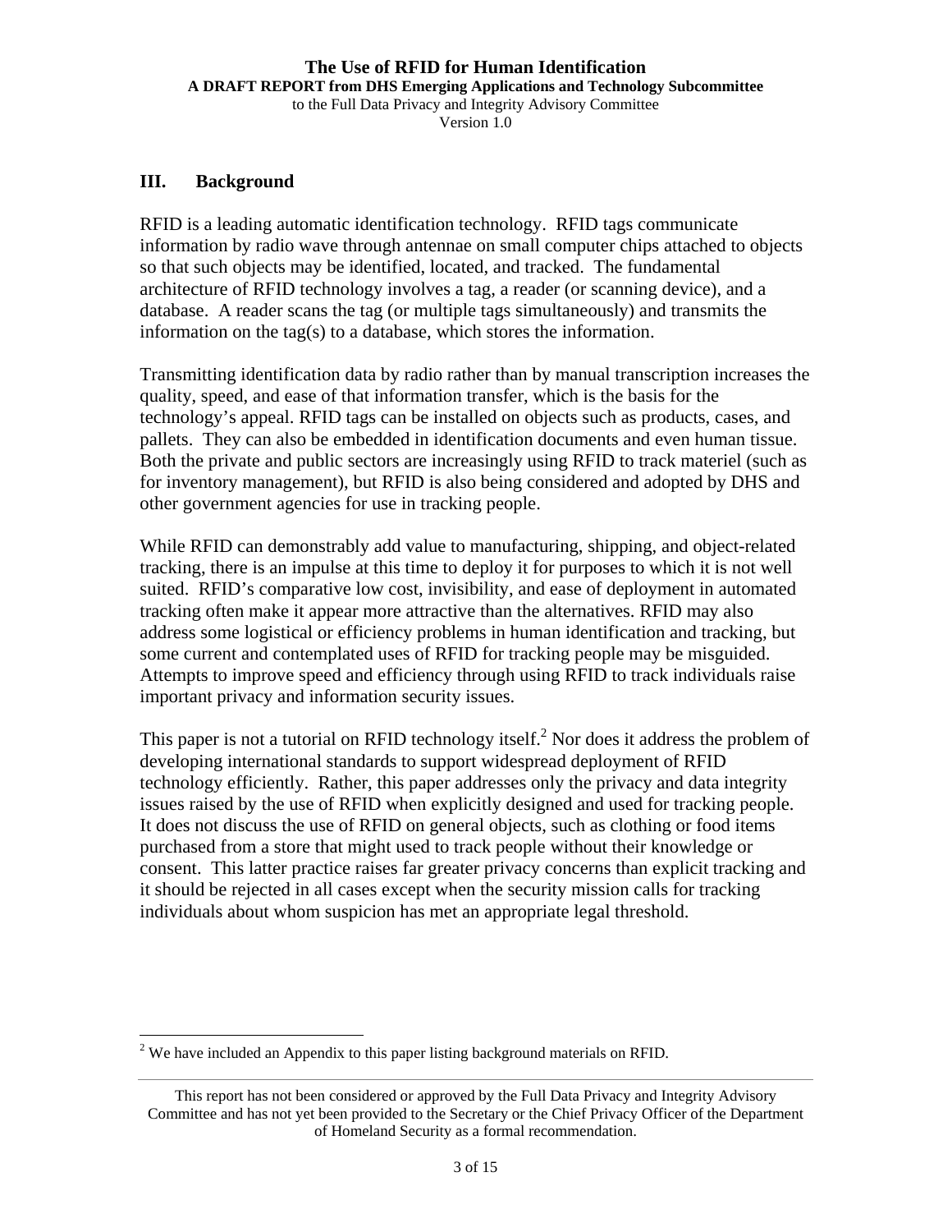## III. Background

RFID is a leading automatic identification technology. RFID tags communicate information by radio wave through antennae on small computer chips attached to objects so that such objects may be identified, located, and tracked. The fundamental architecture of RFID technology involves a tag, a reader (or scanning device), and a database. A reader scans the tag (or multiple tags simultaneously) and transmits the information on the tag(s) to a database, which stores the information.

Transmitting identification data by radio rather than by manual transcription increases the quality, speed, and ease of that information transfer, which is the basis for the technology's appeal. RFID tags can be installed on objects such as products, cases, and pallets. They can also be embedded in identification documents and even human tissue. Both the private and public sectors are increasingly using RFID to track materiel (such as for inventory management), but RFID is also being considered and adopted by DHS and other government agencies for use in tracking people.

While RFID can demonstrably add value to manufacturing, shipping, and object-related tracking, there is an impulse at this time to deploy it for purposes to which it is not well suited. RFID's comparative low cost, invisibility, and ease of deployment in automated tracking often make it appear more attractive than the alternatives. RFID may also address some logistical or efficiency problems in human identification and tracking, but some current and contemplated uses of RFID for tracking people may be misguided. Attempts to improve speed and efficiency through using RFID to track individuals raise important privacy and information security issues.

This paper is not a tutorial on RFID technology itself.[2] Nor does it address the problem of developing international standards to support widespread deployment of RFID technology efficiently. Rather, this paper addresses only the privacy and data integrity issues raised by the use of RFID when explicitly designed and used for tracking people. It does not discuss the use of RFID on general objects, such as clothing or food items purchased from a store that might used to track people without their knowledge or consent. This latter practice raises far greater privacy concerns than explicit tracking and it should be rejected in all cases except when the security mission calls for tracking individuals about whom suspicion has met an appropriate legal threshold.

[2] We have included an Appendix to this paper listing background materials on RFID.

This report has not been considered or approved by the Full Data Privacy and Integrity Advisory Committee and has not yet been provided to the Secretary or the Chief Privacy Officer of the Department of Homeland Security as a formal recommendation.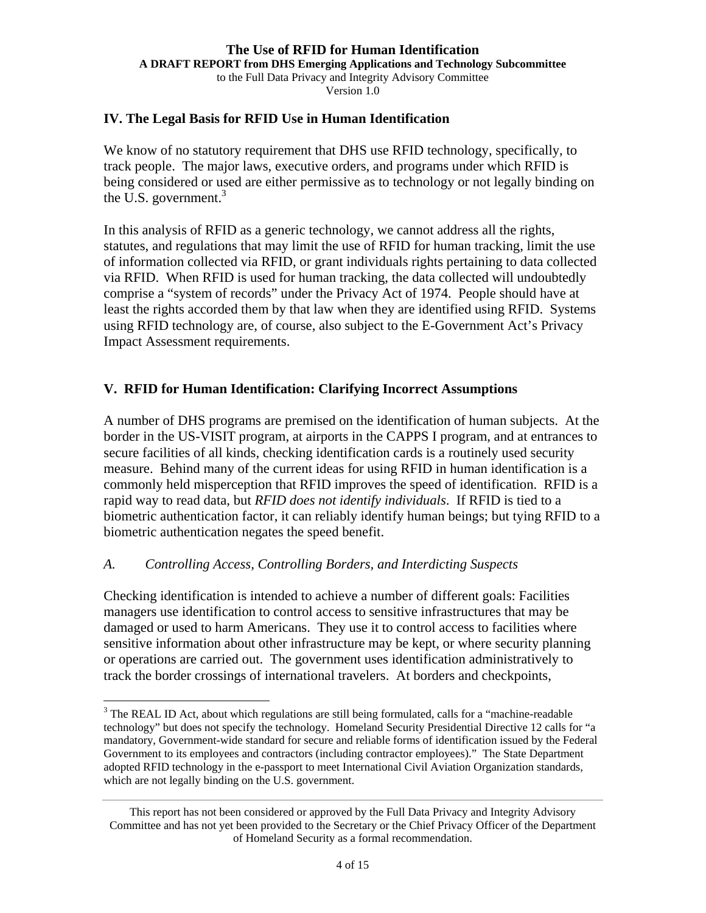## IV. The Legal Basis for RFID Use in Human Identification

We know of no statutory requirement that DHS use RFID technology, specifically, to track people. The major laws, executive orders, and programs under which RFID is being considered or used are either permissive as to technology or not legally binding on the U.S. government.[3]

In this analysis of RFID as a generic technology, we cannot address all the rights, statutes, and regulations that may limit the use of RFID for human tracking, limit the use of information collected via RFID, or grant individuals rights pertaining to data collected via RFID. When RFID is used for human tracking, the data collected will undoubtedly comprise a "system of records" under the Privacy Act of 1974. People should have at least the rights accorded them by that law when they are identified using RFID. Systems using RFID technology are, of course, also subject to the E-Government Act's Privacy Impact Assessment requirements.

## V. RFID for Human Identification: Clarifying Incorrect Assumptions

A number of DHS programs are premised on the identification of human subjects. At the border in the US-VISIT program, at airports in the CAPPS I program, and at entrances to secure facilities of all kinds, checking identification cards is a routinely used security measure. Behind many of the current ideas for using RFID in human identification is a commonly held misperception that RFID improves the speed of identification. RFID is a rapid way to read data, but *RFID does not identify individuals*. If RFID is tied to a biometric authentication factor, it can reliably identify human beings; but tying RFID to a biometric authentication negates the speed benefit.

### *A. Controlling Access, Controlling Borders, and Interdicting Suspects*

Checking identification is intended to achieve a number of different goals: Facilities managers use identification to control access to sensitive infrastructures that may be damaged or used to harm Americans. They use it to control access to facilities where sensitive information about other infrastructure may be kept, or where security planning or operations are carried out. The government uses identification administratively to track the border crossings of international travelers. At borders and checkpoints,

---

[3] The REAL ID Act, about which regulations are still being formulated, calls for a "machine-readable technology" but does not specify the technology. Homeland Security Presidential Directive 12 calls for "a mandatory, Government-wide standard for secure and reliable forms of identification issued by the Federal Government to its employees and contractors (including contractor employees)." The State Department adopted RFID technology in the e-passport to meet International Civil Aviation Organization standards, which are not legally binding on the U.S. government.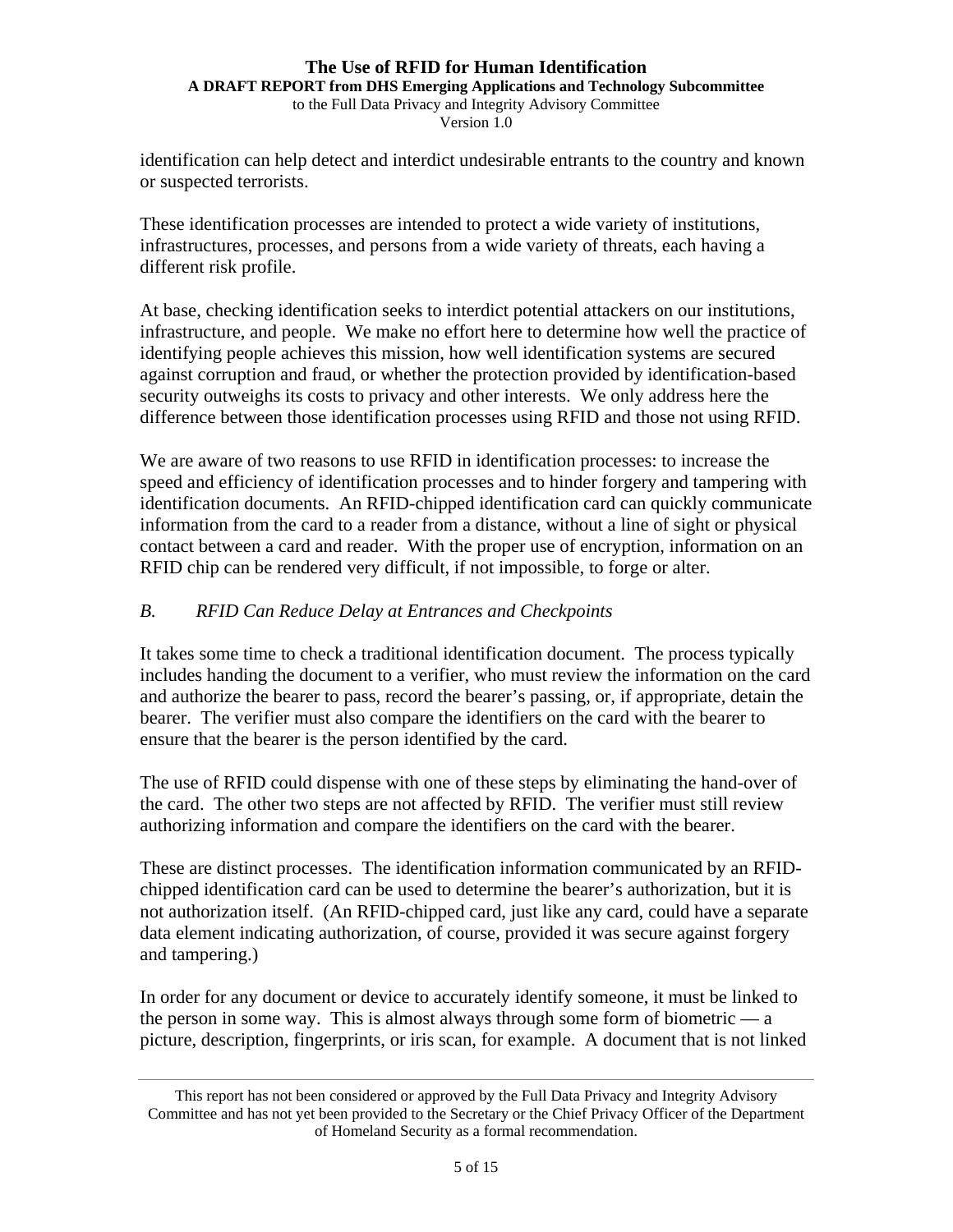identification can help detect and interdict undesirable entrants to the country and known or suspected terrorists.

These identification processes are intended to protect a wide variety of institutions, infrastructures, processes, and persons from a wide variety of threats, each having a different risk profile.

At base, checking identification seeks to interdict potential attackers on our institutions, infrastructure, and people. We make no effort here to determine how well the practice of identifying people achieves this mission, how well identification systems are secured against corruption and fraud, or whether the protection provided by identification-based security outweighs its costs to privacy and other interests. We only address here the difference between those identification processes using RFID and those not using RFID.

We are aware of two reasons to use RFID in identification processes: to increase the speed and efficiency of identification processes and to hinder forgery and tampering with identification documents. An RFID-chipped identification card can quickly communicate information from the card to a reader from a distance, without a line of sight or physical contact between a card and reader. With the proper use of encryption, information on an RFID chip can be rendered very difficult, if not impossible, to forge or alter.

### *B. RFID Can Reduce Delay at Entrances and Checkpoints*

It takes some time to check a traditional identification document. The process typically includes handing the document to a verifier, who must review the information on the card and authorize the bearer to pass, record the bearer's passing, or, if appropriate, detain the bearer. The verifier must also compare the identifiers on the card with the bearer to ensure that the bearer is the person identified by the card.

The use of RFID could dispense with one of these steps by eliminating the hand-over of the card. The other two steps are not affected by RFID. The verifier must still review authorizing information and compare the identifiers on the card with the bearer.

These are distinct processes. The identification information communicated by an RFID-chipped identification card can be used to determine the bearer's authorization, but it is not authorization itself. (An RFID-chipped card, just like any card, could have a separate data element indicating authorization, of course, provided it was secure against forgery and tampering.)

In order for any document or device to accurately identify someone, it must be linked to the person in some way. This is almost always through some form of biometric — a picture, description, fingerprints, or iris scan, for example. A document that is not linked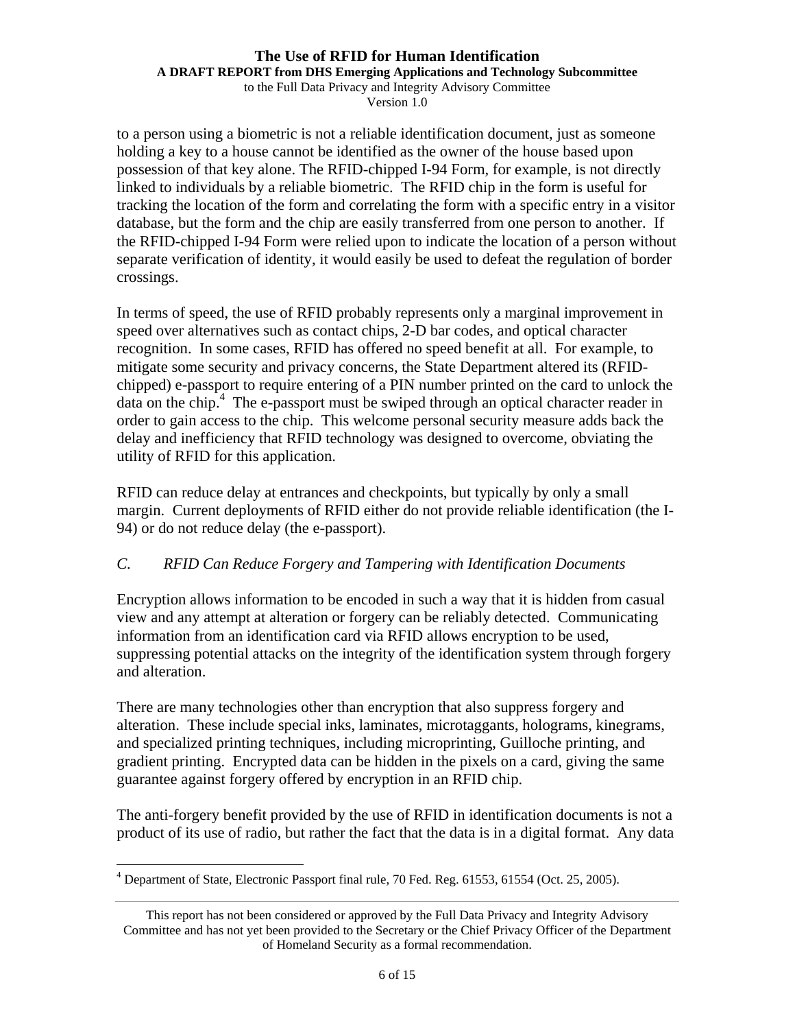to a person using a biometric is not a reliable identification document, just as someone holding a key to a house cannot be identified as the owner of the house based upon possession of that key alone. The RFID-chipped I-94 Form, for example, is not directly linked to individuals by a reliable biometric. The RFID chip in the form is useful for tracking the location of the form and correlating the form with a specific entry in a visitor database, but the form and the chip are easily transferred from one person to another. If the RFID-chipped I-94 Form were relied upon to indicate the location of a person without separate verification of identity, it would easily be used to defeat the regulation of border crossings.

In terms of speed, the use of RFID probably represents only a marginal improvement in speed over alternatives such as contact chips, 2-D bar codes, and optical character recognition. In some cases, RFID has offered no speed benefit at all. For example, to mitigate some security and privacy concerns, the State Department altered its (RFID-chipped) e-passport to require entering of a PIN number printed on the card to unlock the data on the chip.[4] The e-passport must be swiped through an optical character reader in order to gain access to the chip. This welcome personal security measure adds back the delay and inefficiency that RFID technology was designed to overcome, obviating the utility of RFID for this application.

RFID can reduce delay at entrances and checkpoints, but typically by only a small margin. Current deployments of RFID either do not provide reliable identification (the I-94) or do not reduce delay (the e-passport).

### *C. RFID Can Reduce Forgery and Tampering with Identification Documents*

Encryption allows information to be encoded in such a way that it is hidden from casual view and any attempt at alteration or forgery can be reliably detected. Communicating information from an identification card via RFID allows encryption to be used, suppressing potential attacks on the integrity of the identification system through forgery and alteration.

There are many technologies other than encryption that also suppress forgery and alteration. These include special inks, laminates, microtaggants, holograms, kinegrams, and specialized printing techniques, including microprinting, Guilloche printing, and gradient printing. Encrypted data can be hidden in the pixels on a card, giving the same guarantee against forgery offered by encryption in an RFID chip.

The anti-forgery benefit provided by the use of RFID in identification documents is not a product of its use of radio, but rather the fact that the data is in a digital format. Any data

[4] Department of State, Electronic Passport final rule, 70 Fed. Reg. 61553, 61554 (Oct. 25, 2005).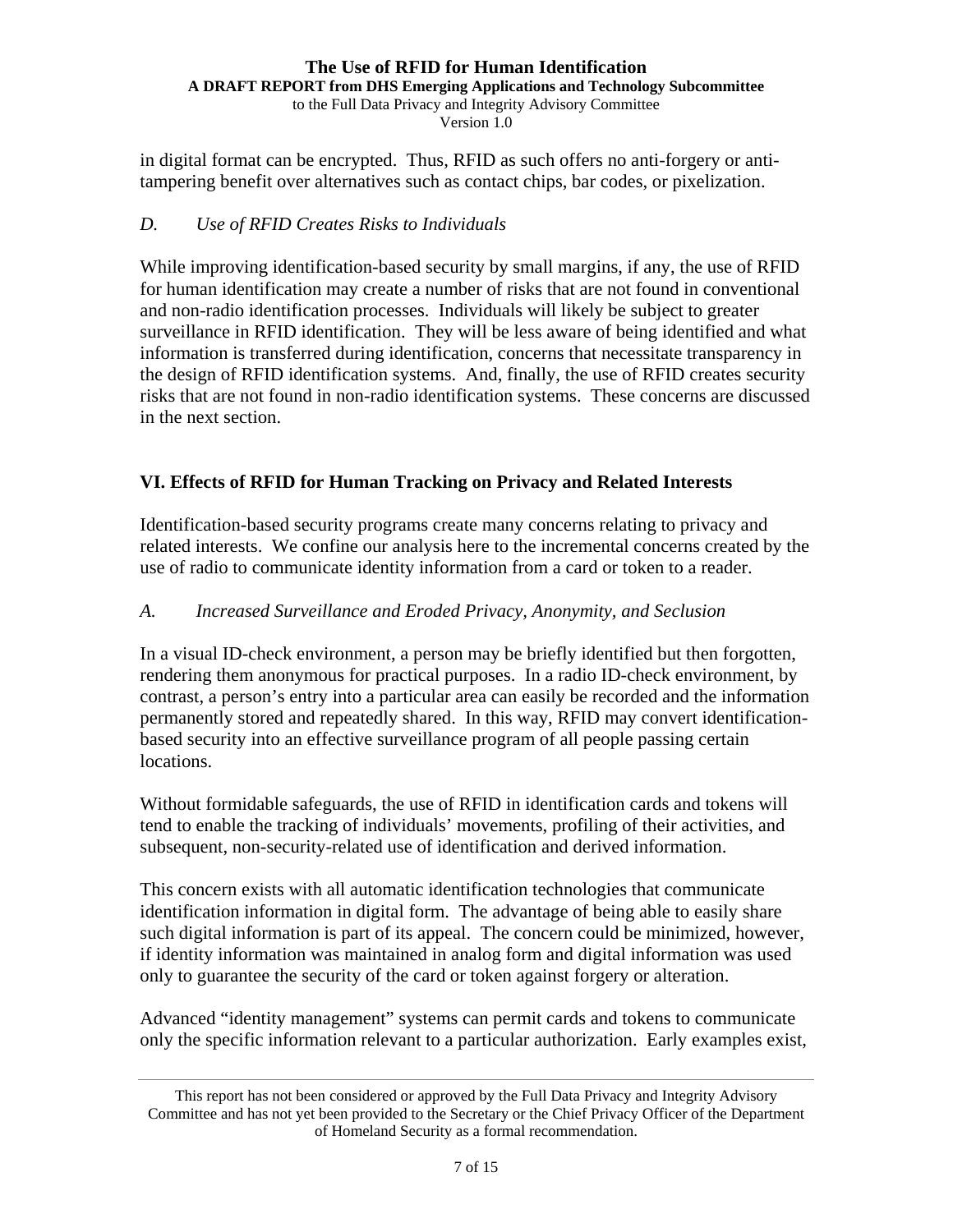in digital format can be encrypted. Thus, RFID as such offers no anti-forgery or anti-tampering benefit over alternatives such as contact chips, bar codes, or pixelization.

### *D. Use of RFID Creates Risks to Individuals*

While improving identification-based security by small margins, if any, the use of RFID for human identification may create a number of risks that are not found in conventional and non-radio identification processes. Individuals will likely be subject to greater surveillance in RFID identification. They will be less aware of being identified and what information is transferred during identification, concerns that necessitate transparency in the design of RFID identification systems. And, finally, the use of RFID creates security risks that are not found in non-radio identification systems. These concerns are discussed in the next section.

## VI. Effects of RFID for Human Tracking on Privacy and Related Interests

Identification-based security programs create many concerns relating to privacy and related interests. We confine our analysis here to the incremental concerns created by the use of radio to communicate identity information from a card or token to a reader.

### *A. Increased Surveillance and Eroded Privacy, Anonymity, and Seclusion*

In a visual ID-check environment, a person may be briefly identified but then forgotten, rendering them anonymous for practical purposes. In a radio ID-check environment, by contrast, a person's entry into a particular area can easily be recorded and the information permanently stored and repeatedly shared. In this way, RFID may convert identification-based security into an effective surveillance program of all people passing certain locations.

Without formidable safeguards, the use of RFID in identification cards and tokens will tend to enable the tracking of individuals' movements, profiling of their activities, and subsequent, non-security-related use of identification and derived information.

This concern exists with all automatic identification technologies that communicate identification information in digital form. The advantage of being able to easily share such digital information is part of its appeal. The concern could be minimized, however, if identity information was maintained in analog form and digital information was used only to guarantee the security of the card or token against forgery or alteration.

Advanced "identity management" systems can permit cards and tokens to communicate only the specific information relevant to a particular authorization. Early examples exist,

This report has not been considered or approved by the Full Data Privacy and Integrity Advisory Committee and has not yet been provided to the Secretary or the Chief Privacy Officer of the Department of Homeland Security as a formal recommendation.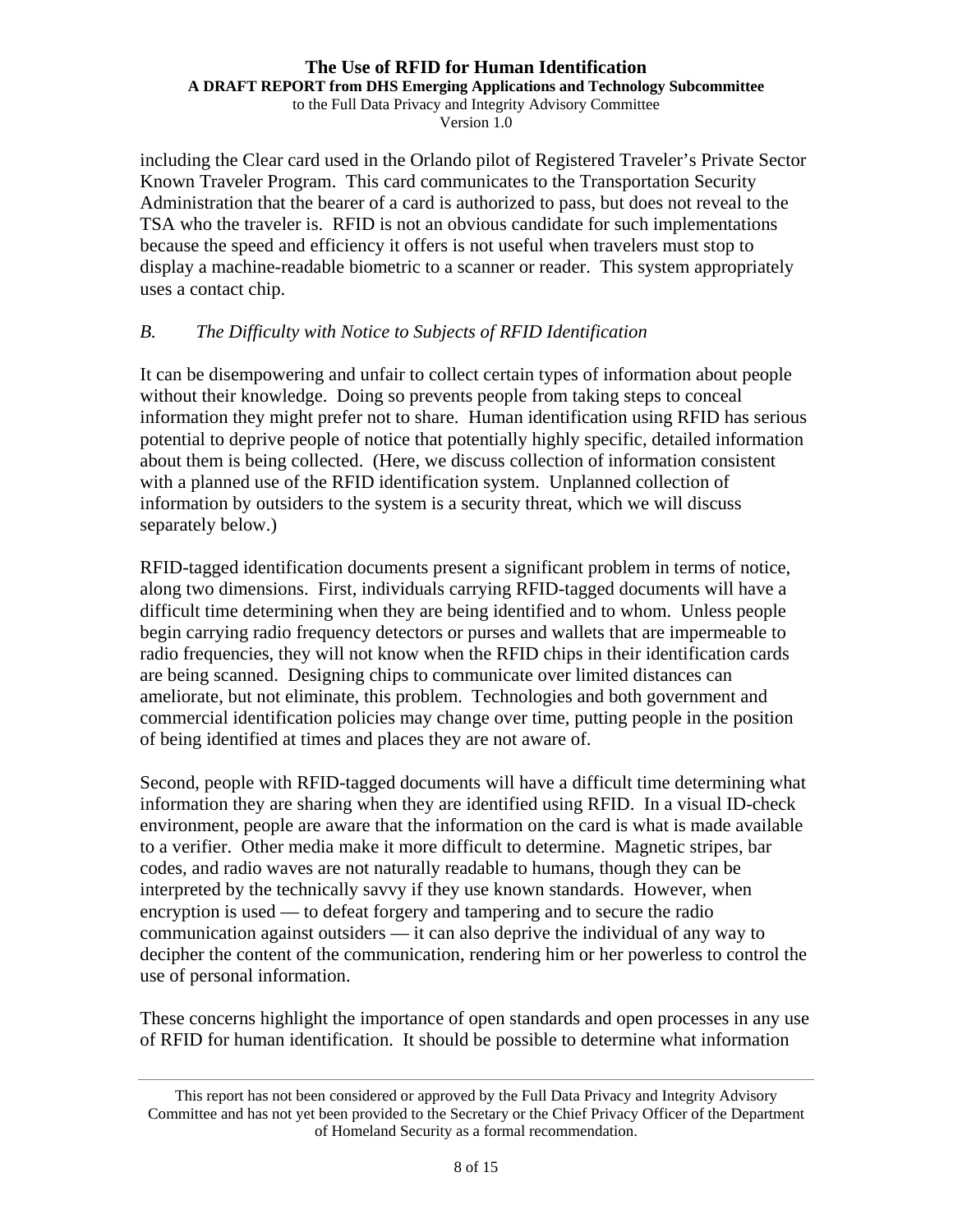including the Clear card used in the Orlando pilot of Registered Traveler's Private Sector Known Traveler Program. This card communicates to the Transportation Security Administration that the bearer of a card is authorized to pass, but does not reveal to the TSA who the traveler is. RFID is not an obvious candidate for such implementations because the speed and efficiency it offers is not useful when travelers must stop to display a machine-readable biometric to a scanner or reader. This system appropriately uses a contact chip.

### *B. The Difficulty with Notice to Subjects of RFID Identification*

It can be disempowering and unfair to collect certain types of information about people without their knowledge. Doing so prevents people from taking steps to conceal information they might prefer not to share. Human identification using RFID has serious potential to deprive people of notice that potentially highly specific, detailed information about them is being collected. (Here, we discuss collection of information consistent with a planned use of the RFID identification system. Unplanned collection of information by outsiders to the system is a security threat, which we will discuss separately below.)

RFID-tagged identification documents present a significant problem in terms of notice, along two dimensions. First, individuals carrying RFID-tagged documents will have a difficult time determining when they are being identified and to whom. Unless people begin carrying radio frequency detectors or purses and wallets that are impermeable to radio frequencies, they will not know when the RFID chips in their identification cards are being scanned. Designing chips to communicate over limited distances can ameliorate, but not eliminate, this problem. Technologies and both government and commercial identification policies may change over time, putting people in the position of being identified at times and places they are not aware of.

Second, people with RFID-tagged documents will have a difficult time determining what information they are sharing when they are identified using RFID. In a visual ID-check environment, people are aware that the information on the card is what is made available to a verifier. Other media make it more difficult to determine. Magnetic stripes, bar codes, and radio waves are not naturally readable to humans, though they can be interpreted by the technically savvy if they use known standards. However, when encryption is used — to defeat forgery and tampering and to secure the radio communication against outsiders — it can also deprive the individual of any way to decipher the content of the communication, rendering him or her powerless to control the use of personal information.

These concerns highlight the importance of open standards and open processes in any use of RFID for human identification. It should be possible to determine what information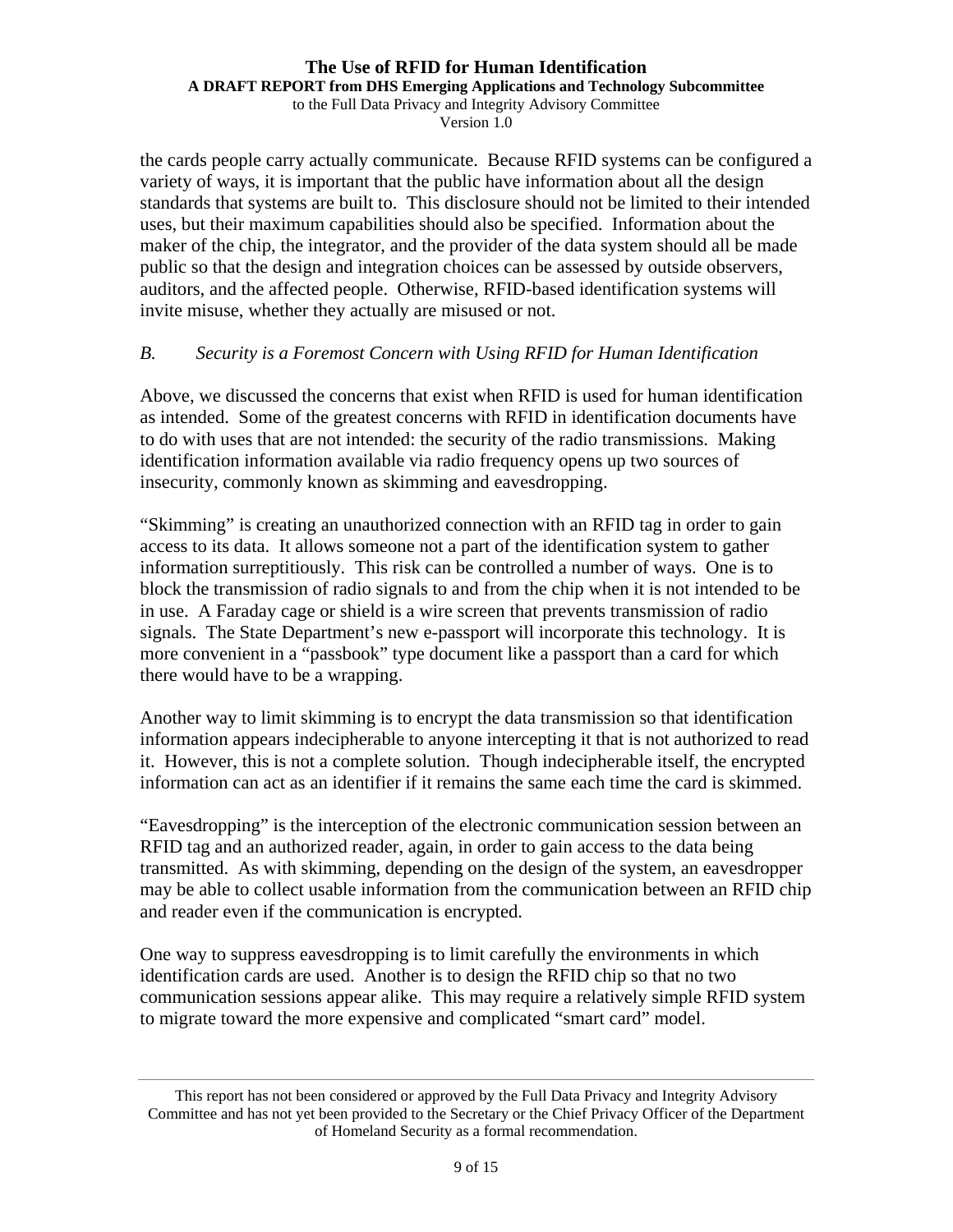the cards people carry actually communicate. Because RFID systems can be configured a variety of ways, it is important that the public have information about all the design standards that systems are built to. This disclosure should not be limited to their intended uses, but their maximum capabilities should also be specified. Information about the maker of the chip, the integrator, and the provider of the data system should all be made public so that the design and integration choices can be assessed by outside observers, auditors, and the affected people. Otherwise, RFID-based identification systems will invite misuse, whether they actually are misused or not.

### *B. Security is a Foremost Concern with Using RFID for Human Identification*

Above, we discussed the concerns that exist when RFID is used for human identification as intended. Some of the greatest concerns with RFID in identification documents have to do with uses that are not intended: the security of the radio transmissions. Making identification information available via radio frequency opens up two sources of insecurity, commonly known as skimming and eavesdropping.

"Skimming" is creating an unauthorized connection with an RFID tag in order to gain access to its data. It allows someone not a part of the identification system to gather information surreptitiously. This risk can be controlled a number of ways. One is to block the transmission of radio signals to and from the chip when it is not intended to be in use. A Faraday cage or shield is a wire screen that prevents transmission of radio signals. The State Department's new e-passport will incorporate this technology. It is more convenient in a "passbook" type document like a passport than a card for which there would have to be a wrapping.

Another way to limit skimming is to encrypt the data transmission so that identification information appears indecipherable to anyone intercepting it that is not authorized to read it. However, this is not a complete solution. Though indecipherable itself, the encrypted information can act as an identifier if it remains the same each time the card is skimmed.

"Eavesdropping" is the interception of the electronic communication session between an RFID tag and an authorized reader, again, in order to gain access to the data being transmitted. As with skimming, depending on the design of the system, an eavesdropper may be able to collect usable information from the communication between an RFID chip and reader even if the communication is encrypted.

One way to suppress eavesdropping is to limit carefully the environments in which identification cards are used. Another is to design the RFID chip so that no two communication sessions appear alike. This may require a relatively simple RFID system to migrate toward the more expensive and complicated "smart card" model.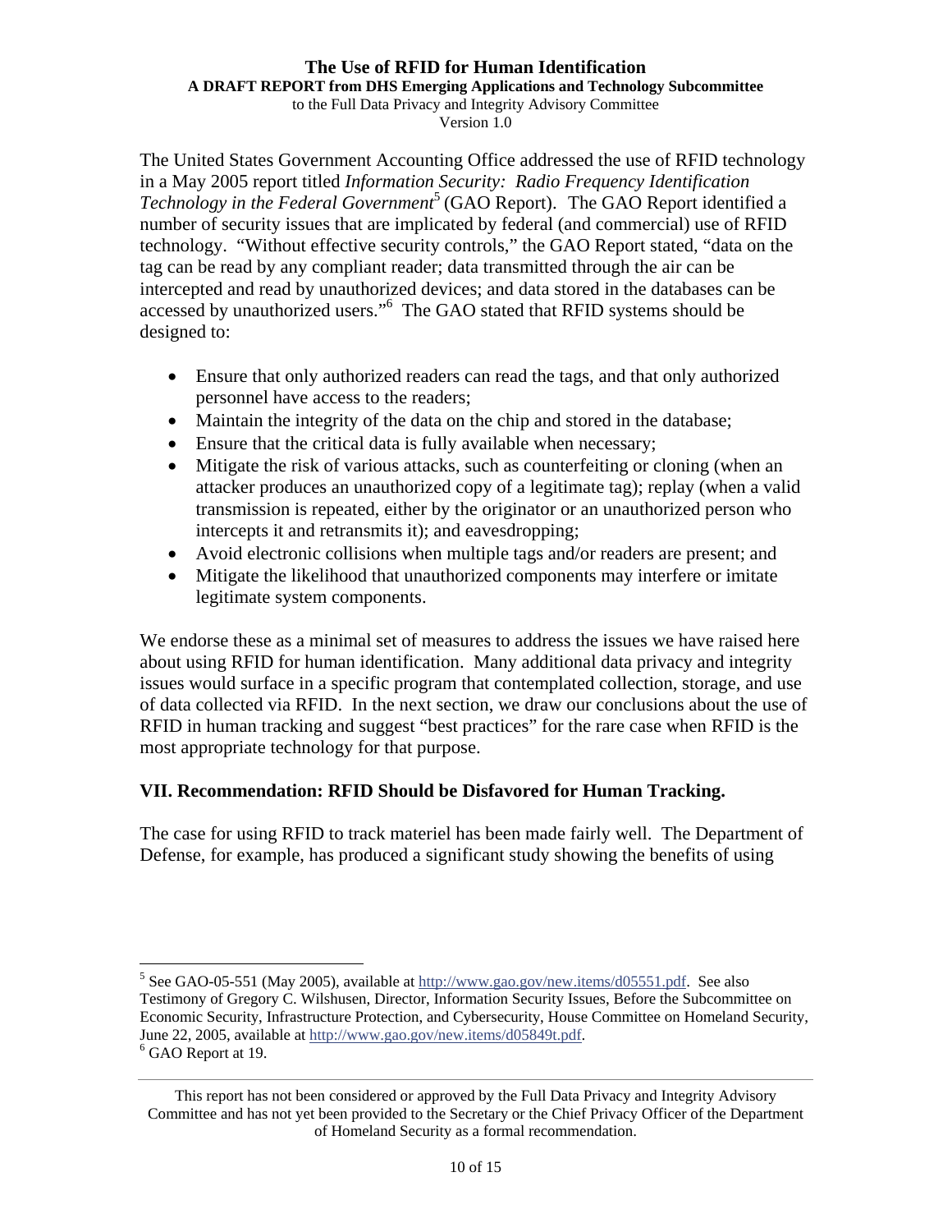The United States Government Accounting Office addressed the use of RFID technology in a May 2005 report titled *Information Security: Radio Frequency Identification Technology in the Federal Government*[5] (GAO Report). The GAO Report identified a number of security issues that are implicated by federal (and commercial) use of RFID technology. "Without effective security controls," the GAO Report stated, "data on the tag can be read by any compliant reader; data transmitted through the air can be intercepted and read by unauthorized devices; and data stored in the databases can be accessed by unauthorized users."[6] The GAO stated that RFID systems should be designed to:

- Ensure that only authorized readers can read the tags, and that only authorized personnel have access to the readers;
- Maintain the integrity of the data on the chip and stored in the database;
- Ensure that the critical data is fully available when necessary;
- Mitigate the risk of various attacks, such as counterfeiting or cloning (when an attacker produces an unauthorized copy of a legitimate tag); replay (when a valid transmission is repeated, either by the originator or an unauthorized person who intercepts it and retransmits it); and eavesdropping;
- Avoid electronic collisions when multiple tags and/or readers are present; and
- Mitigate the likelihood that unauthorized components may interfere or imitate legitimate system components.

We endorse these as a minimal set of measures to address the issues we have raised here about using RFID for human identification. Many additional data privacy and integrity issues would surface in a specific program that contemplated collection, storage, and use of data collected via RFID. In the next section, we draw our conclusions about the use of RFID in human tracking and suggest "best practices" for the rare case when RFID is the most appropriate technology for that purpose.

## VII. Recommendation: RFID Should be Disfavored for Human Tracking.

The case for using RFID to track materiel has been made fairly well. The Department of Defense, for example, has produced a significant study showing the benefits of using

---

[5] See GAO-05-551 (May 2005), available at http://www.gao.gov/new.items/d05551.pdf. See also Testimony of Gregory C. Wilshusen, Director, Information Security Issues, Before the Subcommittee on Economic Security, Infrastructure Protection, and Cybersecurity, House Committee on Homeland Security, June 22, 2005, available at http://www.gao.gov/new.items/d05849t.pdf.

[6] GAO Report at 19.

This report has not been considered or approved by the Full Data Privacy and Integrity Advisory Committee and has not yet been provided to the Secretary or the Chief Privacy Officer of the Department of Homeland Security as a formal recommendation.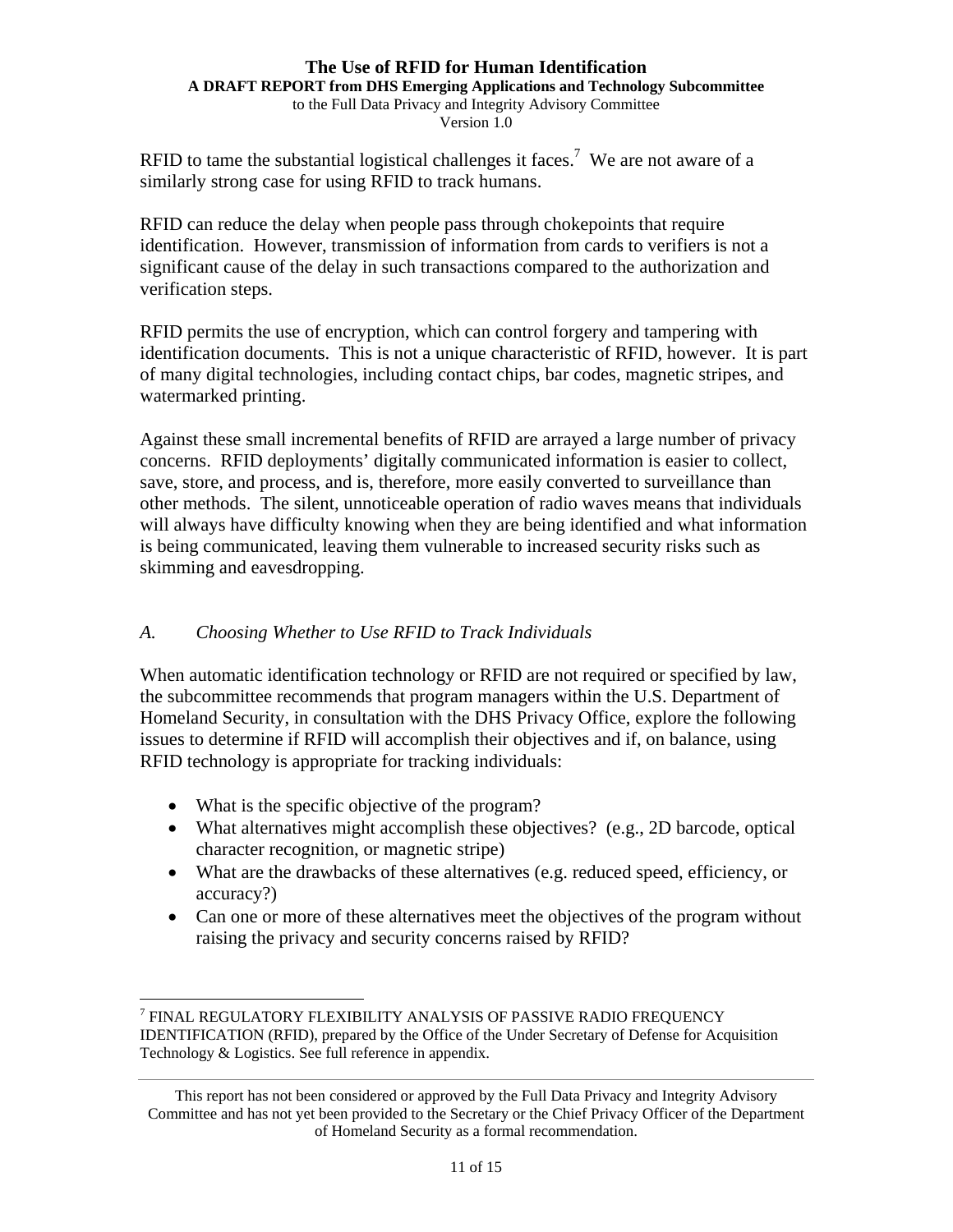RFID to tame the substantial logistical challenges it faces.[7] We are not aware of a similarly strong case for using RFID to track humans.

RFID can reduce the delay when people pass through chokepoints that require identification. However, transmission of information from cards to verifiers is not a significant cause of the delay in such transactions compared to the authorization and verification steps.

RFID permits the use of encryption, which can control forgery and tampering with identification documents. This is not a unique characteristic of RFID, however. It is part of many digital technologies, including contact chips, bar codes, magnetic stripes, and watermarked printing.

Against these small incremental benefits of RFID are arrayed a large number of privacy concerns. RFID deployments' digitally communicated information is easier to collect, save, store, and process, and is, therefore, more easily converted to surveillance than other methods. The silent, unnoticeable operation of radio waves means that individuals will always have difficulty knowing when they are being identified and what information is being communicated, leaving them vulnerable to increased security risks such as skimming and eavesdropping.

### *A. Choosing Whether to Use RFID to Track Individuals*

When automatic identification technology or RFID are not required or specified by law, the subcommittee recommends that program managers within the U.S. Department of Homeland Security, in consultation with the DHS Privacy Office, explore the following issues to determine if RFID will accomplish their objectives and if, on balance, using RFID technology is appropriate for tracking individuals:

- What is the specific objective of the program?
- What alternatives might accomplish these objectives? (e.g., 2D barcode, optical character recognition, or magnetic stripe)
- What are the drawbacks of these alternatives (e.g. reduced speed, efficiency, or accuracy?)
- Can one or more of these alternatives meet the objectives of the program without raising the privacy and security concerns raised by RFID?

---

[7] FINAL REGULATORY FLEXIBILITY ANALYSIS OF PASSIVE RADIO FREQUENCY IDENTIFICATION (RFID), prepared by the Office of the Under Secretary of Defense for Acquisition Technology & Logistics. See full reference in appendix.

This report has not been considered or approved by the Full Data Privacy and Integrity Advisory Committee and has not yet been provided to the Secretary or the Chief Privacy Officer of the Department of Homeland Security as a formal recommendation.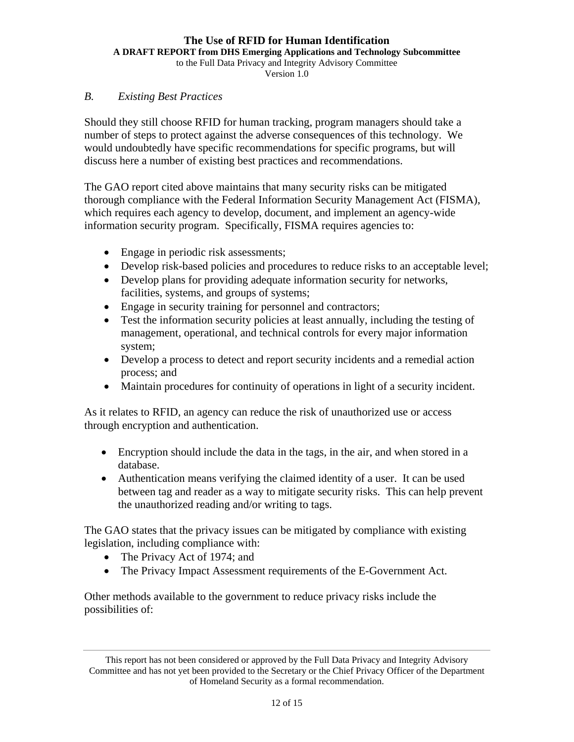### *B. Existing Best Practices*

Should they still choose RFID for human tracking, program managers should take a number of steps to protect against the adverse consequences of this technology. We would undoubtedly have specific recommendations for specific programs, but will discuss here a number of existing best practices and recommendations.

The GAO report cited above maintains that many security risks can be mitigated thorough compliance with the Federal Information Security Management Act (FISMA), which requires each agency to develop, document, and implement an agency-wide information security program. Specifically, FISMA requires agencies to:

- Engage in periodic risk assessments;
- Develop risk-based policies and procedures to reduce risks to an acceptable level;
- Develop plans for providing adequate information security for networks, facilities, systems, and groups of systems;
- Engage in security training for personnel and contractors;
- Test the information security policies at least annually, including the testing of management, operational, and technical controls for every major information system;
- Develop a process to detect and report security incidents and a remedial action process; and
- Maintain procedures for continuity of operations in light of a security incident.

As it relates to RFID, an agency can reduce the risk of unauthorized use or access through encryption and authentication.

- Encryption should include the data in the tags, in the air, and when stored in a database.
- Authentication means verifying the claimed identity of a user. It can be used between tag and reader as a way to mitigate security risks. This can help prevent the unauthorized reading and/or writing to tags.

The GAO states that the privacy issues can be mitigated by compliance with existing legislation, including compliance with:

- The Privacy Act of 1974; and
- The Privacy Impact Assessment requirements of the E-Government Act.

Other methods available to the government to reduce privacy risks include the possibilities of: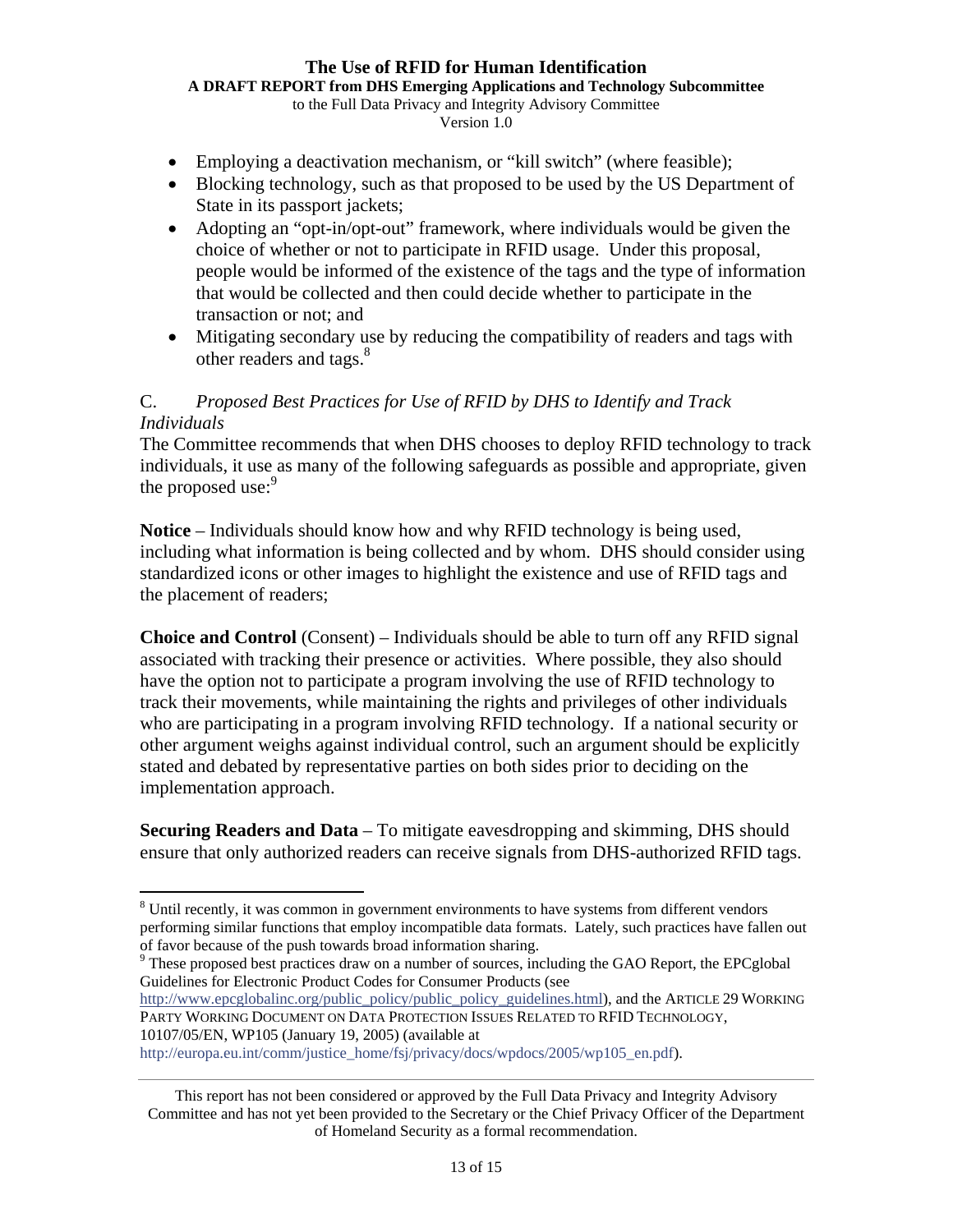- Employing a deactivation mechanism, or "kill switch" (where feasible);
- Blocking technology, such as that proposed to be used by the US Department of State in its passport jackets;
- Adopting an "opt-in/opt-out" framework, where individuals would be given the choice of whether or not to participate in RFID usage. Under this proposal, people would be informed of the existence of the tags and the type of information that would be collected and then could decide whether to participate in the transaction or not; and
- Mitigating secondary use by reducing the compatibility of readers and tags with other readers and tags.[8]

C. *Proposed Best Practices for Use of RFID by DHS to Identify and Track Individuals*

The Committee recommends that when DHS chooses to deploy RFID technology to track individuals, it use as many of the following safeguards as possible and appropriate, given the proposed use:[9]

**Notice** – Individuals should know how and why RFID technology is being used, including what information is being collected and by whom. DHS should consider using standardized icons or other images to highlight the existence and use of RFID tags and the placement of readers;

**Choice and Control** (Consent) – Individuals should be able to turn off any RFID signal associated with tracking their presence or activities. Where possible, they also should have the option not to participate a program involving the use of RFID technology to track their movements, while maintaining the rights and privileges of other individuals who are participating in a program involving RFID technology. If a national security or other argument weighs against individual control, such an argument should be explicitly stated and debated by representative parties on both sides prior to deciding on the implementation approach.

**Securing Readers and Data** – To mitigate eavesdropping and skimming, DHS should ensure that only authorized readers can receive signals from DHS-authorized RFID tags.

---

[8] Until recently, it was common in government environments to have systems from different vendors performing similar functions that employ incompatible data formats. Lately, such practices have fallen out of favor because of the push towards broad information sharing.

[9] These proposed best practices draw on a number of sources, including the GAO Report, the EPCglobal Guidelines for Electronic Product Codes for Consumer Products (see http://www.epcglobalinc.org/public_policy/public_policy_guidelines.html), and the ARTICLE 29 WORKING PARTY WORKING DOCUMENT ON DATA PROTECTION ISSUES RELATED TO RFID TECHNOLOGY, 10107/05/EN, WP105 (January 19, 2005) (available at http://europa.eu.int/comm/justice_home/fsj/privacy/docs/wpdocs/2005/wp105_en.pdf).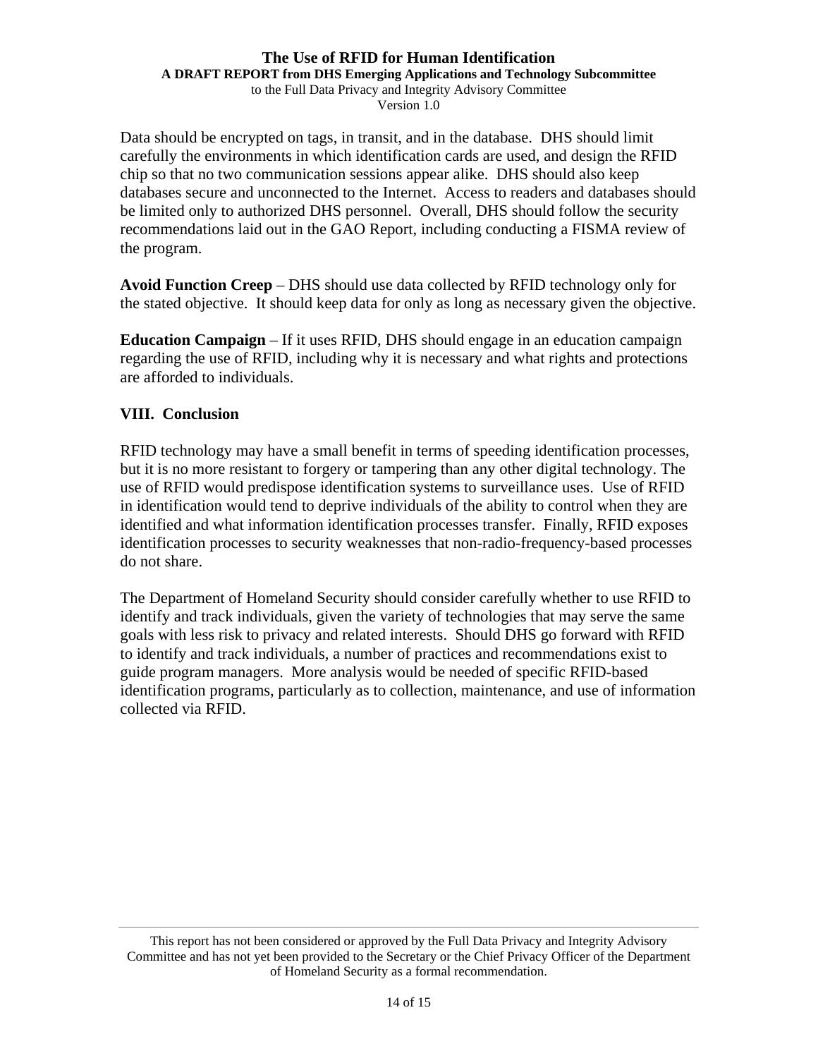Data should be encrypted on tags, in transit, and in the database. DHS should limit carefully the environments in which identification cards are used, and design the RFID chip so that no two communication sessions appear alike. DHS should also keep databases secure and unconnected to the Internet. Access to readers and databases should be limited only to authorized DHS personnel. Overall, DHS should follow the security recommendations laid out in the GAO Report, including conducting a FISMA review of the program.

**Avoid Function Creep** – DHS should use data collected by RFID technology only for the stated objective. It should keep data for only as long as necessary given the objective.

**Education Campaign** – If it uses RFID, DHS should engage in an education campaign regarding the use of RFID, including why it is necessary and what rights and protections are afforded to individuals.

## VIII. Conclusion

RFID technology may have a small benefit in terms of speeding identification processes, but it is no more resistant to forgery or tampering than any other digital technology. The use of RFID would predispose identification systems to surveillance uses. Use of RFID in identification would tend to deprive individuals of the ability to control when they are identified and what information identification processes transfer. Finally, RFID exposes identification processes to security weaknesses that non-radio-frequency-based processes do not share.

The Department of Homeland Security should consider carefully whether to use RFID to identify and track individuals, given the variety of technologies that may serve the same goals with less risk to privacy and related interests. Should DHS go forward with RFID to identify and track individuals, a number of practices and recommendations exist to guide program managers. More analysis would be needed of specific RFID-based identification programs, particularly as to collection, maintenance, and use of information collected via RFID.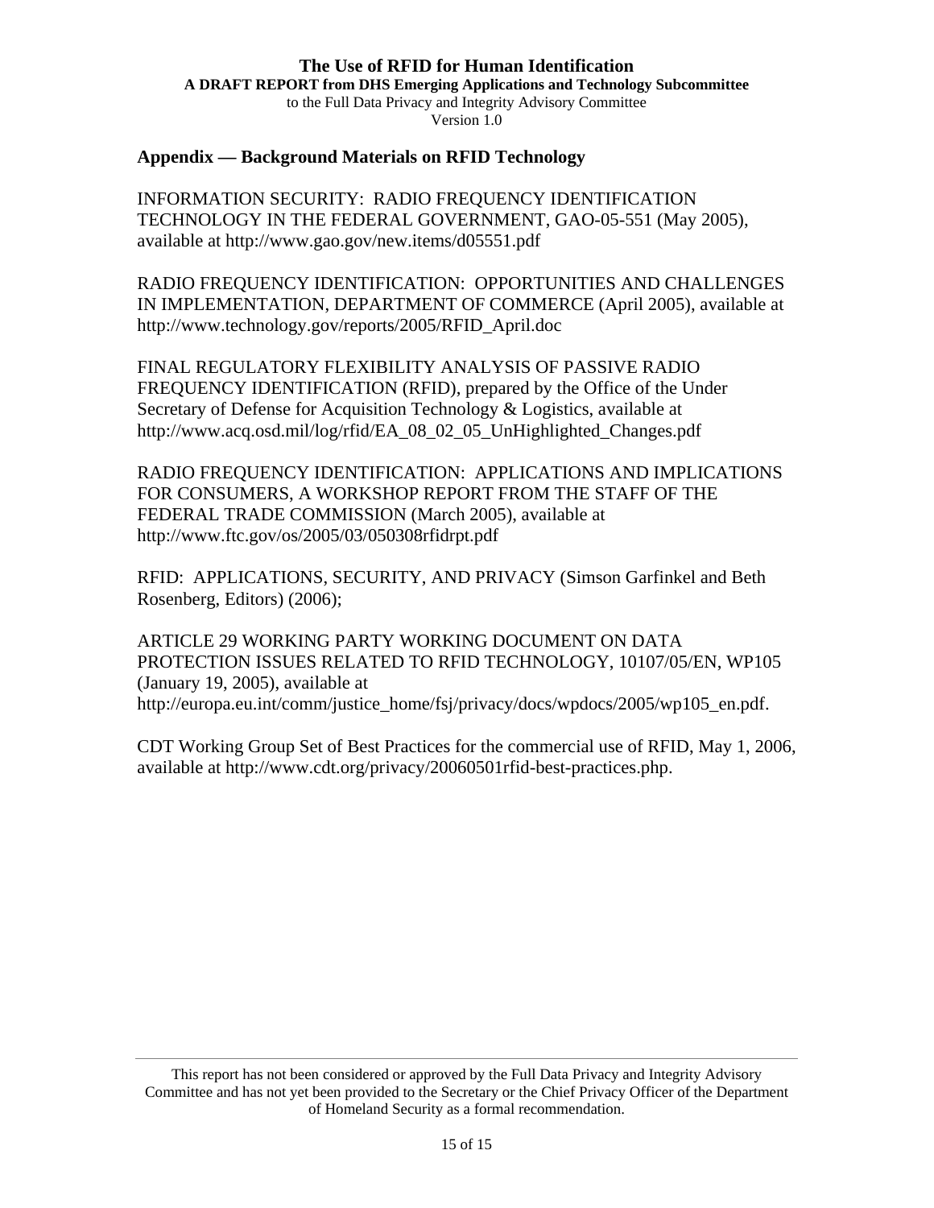## Appendix — Background Materials on RFID Technology

INFORMATION SECURITY: RADIO FREQUENCY IDENTIFICATION TECHNOLOGY IN THE FEDERAL GOVERNMENT, GAO-05-551 (May 2005), available at http://www.gao.gov/new.items/d05551.pdf

RADIO FREQUENCY IDENTIFICATION: OPPORTUNITIES AND CHALLENGES IN IMPLEMENTATION, DEPARTMENT OF COMMERCE (April 2005), available at http://www.technology.gov/reports/2005/RFID_April.doc

FINAL REGULATORY FLEXIBILITY ANALYSIS OF PASSIVE RADIO FREQUENCY IDENTIFICATION (RFID), prepared by the Office of the Under Secretary of Defense for Acquisition Technology & Logistics, available at http://www.acq.osd.mil/log/rfid/EA_08_02_05_UnHighlighted_Changes.pdf

RADIO FREQUENCY IDENTIFICATION: APPLICATIONS AND IMPLICATIONS FOR CONSUMERS, A WORKSHOP REPORT FROM THE STAFF OF THE FEDERAL TRADE COMMISSION (March 2005), available at http://www.ftc.gov/os/2005/03/050308rfidrpt.pdf

RFID: APPLICATIONS, SECURITY, AND PRIVACY (Simson Garfinkel and Beth Rosenberg, Editors) (2006);

ARTICLE 29 WORKING PARTY WORKING DOCUMENT ON DATA PROTECTION ISSUES RELATED TO RFID TECHNOLOGY, 10107/05/EN, WP105 (January 19, 2005), available at http://europa.eu.int/comm/justice_home/fsj/privacy/docs/wpdocs/2005/wp105_en.pdf.

CDT Working Group Set of Best Practices for the commercial use of RFID, May 1, 2006, available at http://www.cdt.org/privacy/20060501rfid-best-practices.php.